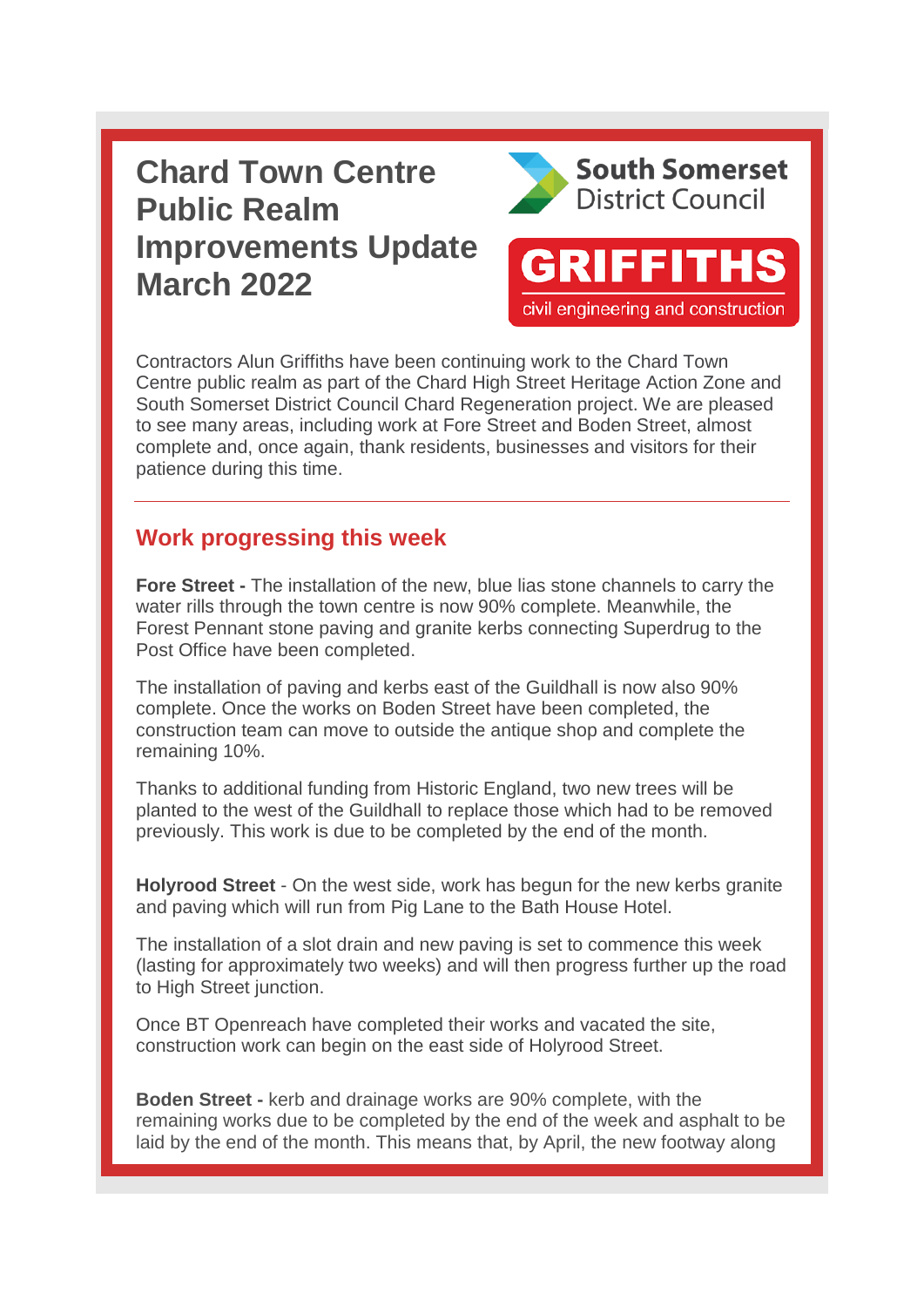# Chard Town Centre Public Realm Improvements Update March 2022

South Somerset District Council

GRIFFITHS civil engineering and construction

Contractors Alun Griffiths have been continuing work to the Chard Town Centre public realm as part of the Chard High Street Heritage Action Zone and South Somerset District Council Chard Regeneration project. We are pleased to see many areas, including work at Fore Street and Boden Street, almost complete and, once again, thank residents, businesses and visitors for their patience during this time.

---

## Work progressing this week

**Fore Street -** The installation of the new, blue lias stone channels to carry the water rills through the town centre is now 90% complete. Meanwhile, the Forest Pennant stone paving and granite kerbs connecting Superdrug to the Post Office have been completed.

The installation of paving and kerbs east of the Guildhall is now also 90% complete. Once the works on Boden Street have been completed, the construction team can move to outside the antique shop and complete the remaining 10%.

Thanks to additional funding from Historic England, two new trees will be planted to the west of the Guildhall to replace those which had to be removed previously. This work is due to be completed by the end of the month.

**Holyrood Street** - On the west side, work has begun for the new kerbs granite and paving which will run from Pig Lane to the Bath House Hotel.

The installation of a slot drain and new paving is set to commence this week (lasting for approximately two weeks) and will then progress further up the road to High Street junction.

Once BT Openreach have completed their works and vacated the site, construction work can begin on the east side of Holyrood Street.

**Boden Street -** kerb and drainage works are 90% complete, with the remaining works due to be completed by the end of the week and asphalt to be laid by the end of the month. This means that, by April, the new footway along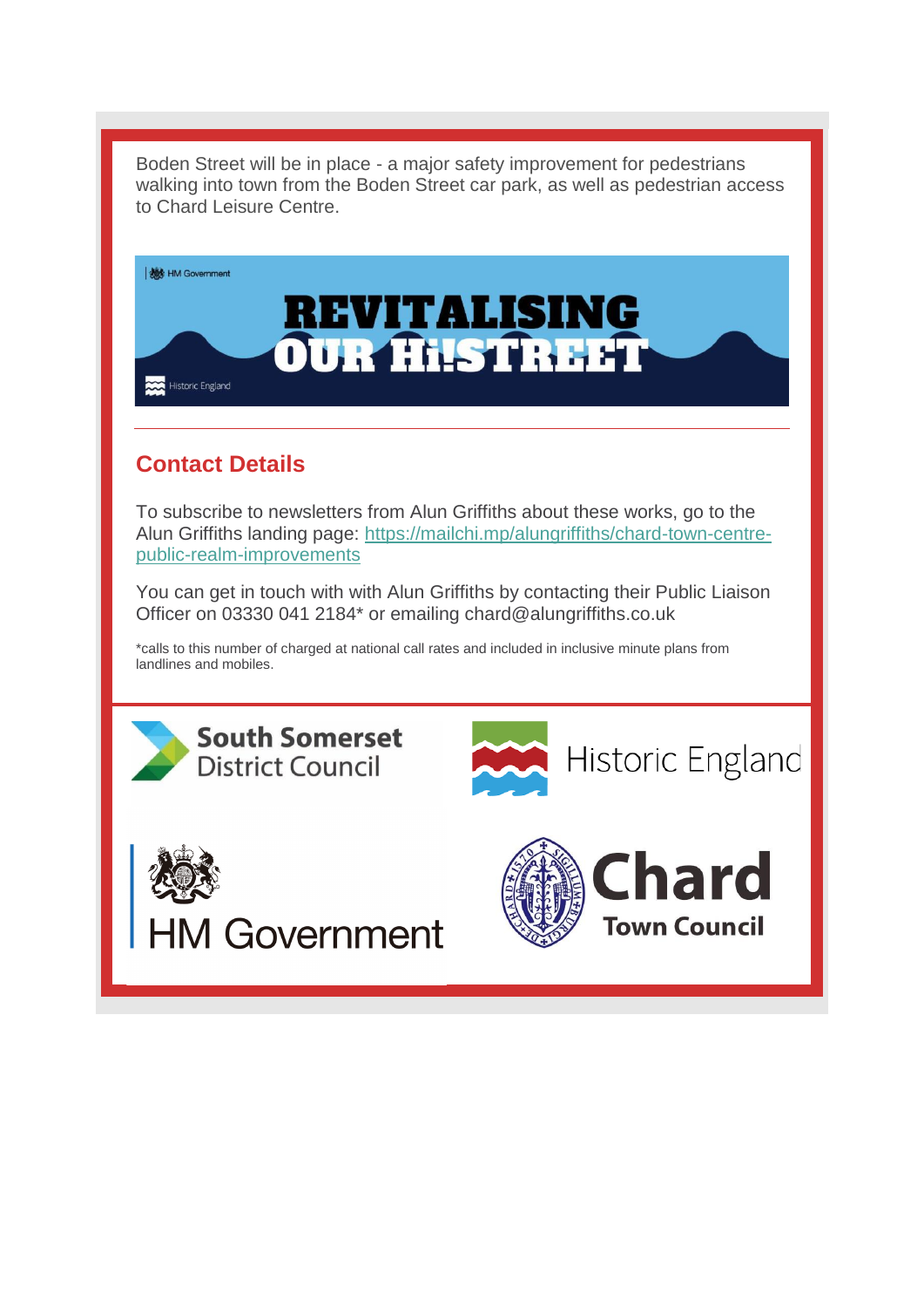Boden Street will be in place - a major safety improvement for pedestrians walking into town from the Boden Street car park, as well as pedestrian access to Chard Leisure Centre.

HM Government

REVITALISING OUR Hi!STREET

Historic England

---

## Contact Details

To subscribe to newsletters from Alun Griffiths about these works, go to the Alun Griffiths landing page: [https://mailchi.mp/alungriffiths/chard-town-centre-public-realm-improvements](https://mailchi.mp/alungriffiths/chard-town-centre-public-realm-improvements)

You can get in touch with with Alun Griffiths by contacting their Public Liaison Officer on 03330 041 2184* or emailing chard@alungriffiths.co.uk

*calls to this number of charged at national call rates and included in inclusive minute plans from landlines and mobiles.

South Somerset District Council

Historic England

HM Government

Chard Town Council